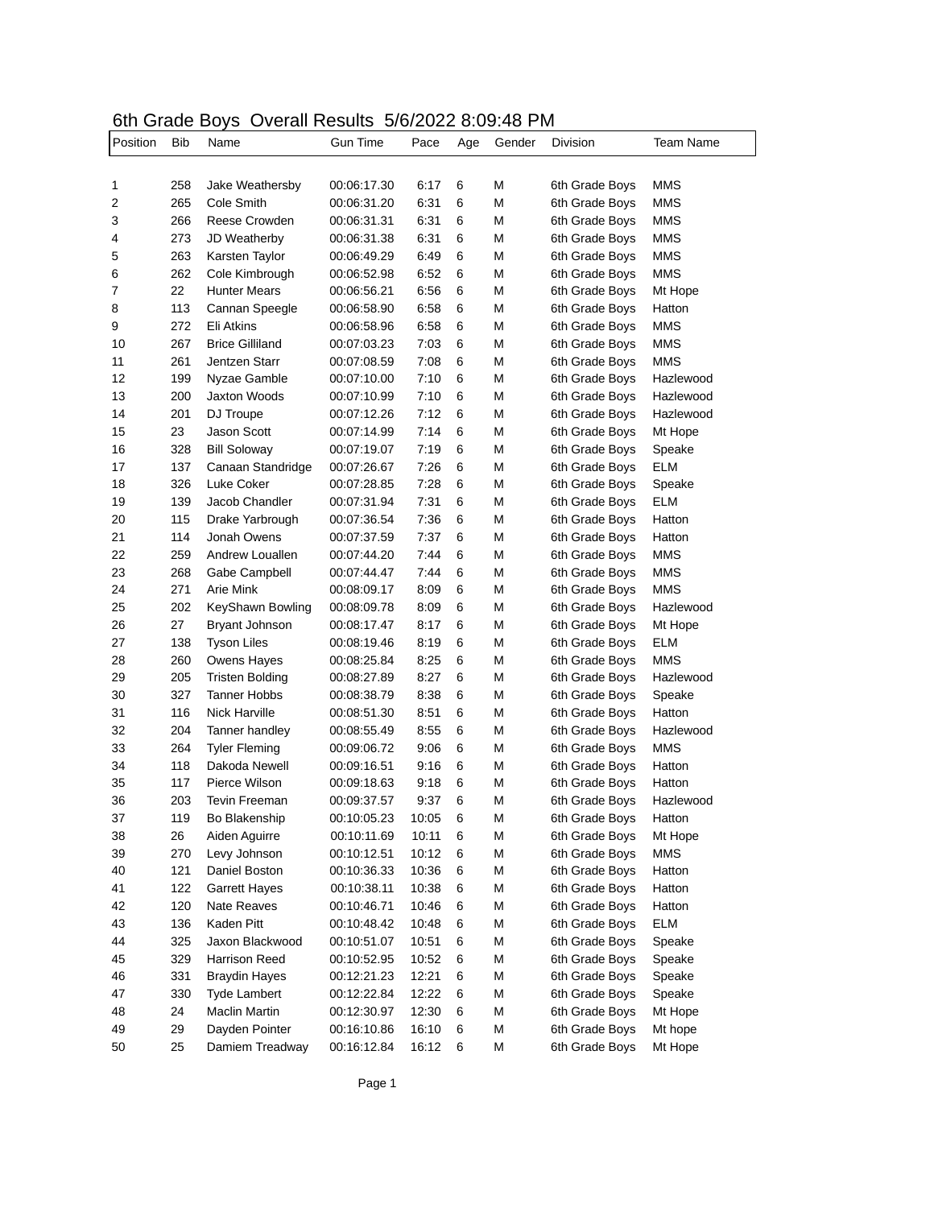# 6th Grade Boys  Overall Results  5/6/2022 8:09:48 PM

| Position | Bib | Name | Gun Time | Pace | Age | Gender | Division | Team Name |
|---|---|---|---|---|---|---|---|---|
| 1 | 258 | Jake Weathersby | 00:06:17.30 | 6:17 | 6 | M | 6th Grade Boys | MMS |
| 2 | 265 | Cole Smith | 00:06:31.20 | 6:31 | 6 | M | 6th Grade Boys | MMS |
| 3 | 266 | Reese Crowden | 00:06:31.31 | 6:31 | 6 | M | 6th Grade Boys | MMS |
| 4 | 273 | JD Weatherby | 00:06:31.38 | 6:31 | 6 | M | 6th Grade Boys | MMS |
| 5 | 263 | Karsten Taylor | 00:06:49.29 | 6:49 | 6 | M | 6th Grade Boys | MMS |
| 6 | 262 | Cole Kimbrough | 00:06:52.98 | 6:52 | 6 | M | 6th Grade Boys | MMS |
| 7 | 22 | Hunter Mears | 00:06:56.21 | 6:56 | 6 | M | 6th Grade Boys | Mt Hope |
| 8 | 113 | Cannan Speegle | 00:06:58.90 | 6:58 | 6 | M | 6th Grade Boys | Hatton |
| 9 | 272 | Eli Atkins | 00:06:58.96 | 6:58 | 6 | M | 6th Grade Boys | MMS |
| 10 | 267 | Brice Gilliland | 00:07:03.23 | 7:03 | 6 | M | 6th Grade Boys | MMS |
| 11 | 261 | Jentzen Starr | 00:07:08.59 | 7:08 | 6 | M | 6th Grade Boys | MMS |
| 12 | 199 | Nyzae Gamble | 00:07:10.00 | 7:10 | 6 | M | 6th Grade Boys | Hazlewood |
| 13 | 200 | Jaxton Woods | 00:07:10.99 | 7:10 | 6 | M | 6th Grade Boys | Hazlewood |
| 14 | 201 | DJ Troupe | 00:07:12.26 | 7:12 | 6 | M | 6th Grade Boys | Hazlewood |
| 15 | 23 | Jason Scott | 00:07:14.99 | 7:14 | 6 | M | 6th Grade Boys | Mt Hope |
| 16 | 328 | Bill Soloway | 00:07:19.07 | 7:19 | 6 | M | 6th Grade Boys | Speake |
| 17 | 137 | Canaan Standridge | 00:07:26.67 | 7:26 | 6 | M | 6th Grade Boys | ELM |
| 18 | 326 | Luke Coker | 00:07:28.85 | 7:28 | 6 | M | 6th Grade Boys | Speake |
| 19 | 139 | Jacob Chandler | 00:07:31.94 | 7:31 | 6 | M | 6th Grade Boys | ELM |
| 20 | 115 | Drake Yarbrough | 00:07:36.54 | 7:36 | 6 | M | 6th Grade Boys | Hatton |
| 21 | 114 | Jonah Owens | 00:07:37.59 | 7:37 | 6 | M | 6th Grade Boys | Hatton |
| 22 | 259 | Andrew Louallen | 00:07:44.20 | 7:44 | 6 | M | 6th Grade Boys | MMS |
| 23 | 268 | Gabe Campbell | 00:07:44.47 | 7:44 | 6 | M | 6th Grade Boys | MMS |
| 24 | 271 | Arie Mink | 00:08:09.17 | 8:09 | 6 | M | 6th Grade Boys | MMS |
| 25 | 202 | KeyShawn Bowling | 00:08:09.78 | 8:09 | 6 | M | 6th Grade Boys | Hazlewood |
| 26 | 27 | Bryant Johnson | 00:08:17.47 | 8:17 | 6 | M | 6th Grade Boys | Mt Hope |
| 27 | 138 | Tyson Liles | 00:08:19.46 | 8:19 | 6 | M | 6th Grade Boys | ELM |
| 28 | 260 | Owens Hayes | 00:08:25.84 | 8:25 | 6 | M | 6th Grade Boys | MMS |
| 29 | 205 | Tristen Bolding | 00:08:27.89 | 8:27 | 6 | M | 6th Grade Boys | Hazlewood |
| 30 | 327 | Tanner Hobbs | 00:08:38.79 | 8:38 | 6 | M | 6th Grade Boys | Speake |
| 31 | 116 | Nick Harville | 00:08:51.30 | 8:51 | 6 | M | 6th Grade Boys | Hatton |
| 32 | 204 | Tanner handley | 00:08:55.49 | 8:55 | 6 | M | 6th Grade Boys | Hazlewood |
| 33 | 264 | Tyler Fleming | 00:09:06.72 | 9:06 | 6 | M | 6th Grade Boys | MMS |
| 34 | 118 | Dakoda Newell | 00:09:16.51 | 9:16 | 6 | M | 6th Grade Boys | Hatton |
| 35 | 117 | Pierce Wilson | 00:09:18.63 | 9:18 | 6 | M | 6th Grade Boys | Hatton |
| 36 | 203 | Tevin Freeman | 00:09:37.57 | 9:37 | 6 | M | 6th Grade Boys | Hazlewood |
| 37 | 119 | Bo Blakenship | 00:10:05.23 | 10:05 | 6 | M | 6th Grade Boys | Hatton |
| 38 | 26 | Aiden Aguirre | 00:10:11.69 | 10:11 | 6 | M | 6th Grade Boys | Mt Hope |
| 39 | 270 | Levy Johnson | 00:10:12.51 | 10:12 | 6 | M | 6th Grade Boys | MMS |
| 40 | 121 | Daniel Boston | 00:10:36.33 | 10:36 | 6 | M | 6th Grade Boys | Hatton |
| 41 | 122 | Garrett Hayes | 00:10:38.11 | 10:38 | 6 | M | 6th Grade Boys | Hatton |
| 42 | 120 | Nate Reaves | 00:10:46.71 | 10:46 | 6 | M | 6th Grade Boys | Hatton |
| 43 | 136 | Kaden Pitt | 00:10:48.42 | 10:48 | 6 | M | 6th Grade Boys | ELM |
| 44 | 325 | Jaxon Blackwood | 00:10:51.07 | 10:51 | 6 | M | 6th Grade Boys | Speake |
| 45 | 329 | Harrison Reed | 00:10:52.95 | 10:52 | 6 | M | 6th Grade Boys | Speake |
| 46 | 331 | Braydin Hayes | 00:12:21.23 | 12:21 | 6 | M | 6th Grade Boys | Speake |
| 47 | 330 | Tyde Lambert | 00:12:22.84 | 12:22 | 6 | M | 6th Grade Boys | Speake |
| 48 | 24 | Maclin Martin | 00:12:30.97 | 12:30 | 6 | M | 6th Grade Boys | Mt Hope |
| 49 | 29 | Dayden Pointer | 00:16:10.86 | 16:10 | 6 | M | 6th Grade Boys | Mt hope |
| 50 | 25 | Damiem Treadway | 00:16:12.84 | 16:12 | 6 | M | 6th Grade Boys | Mt Hope |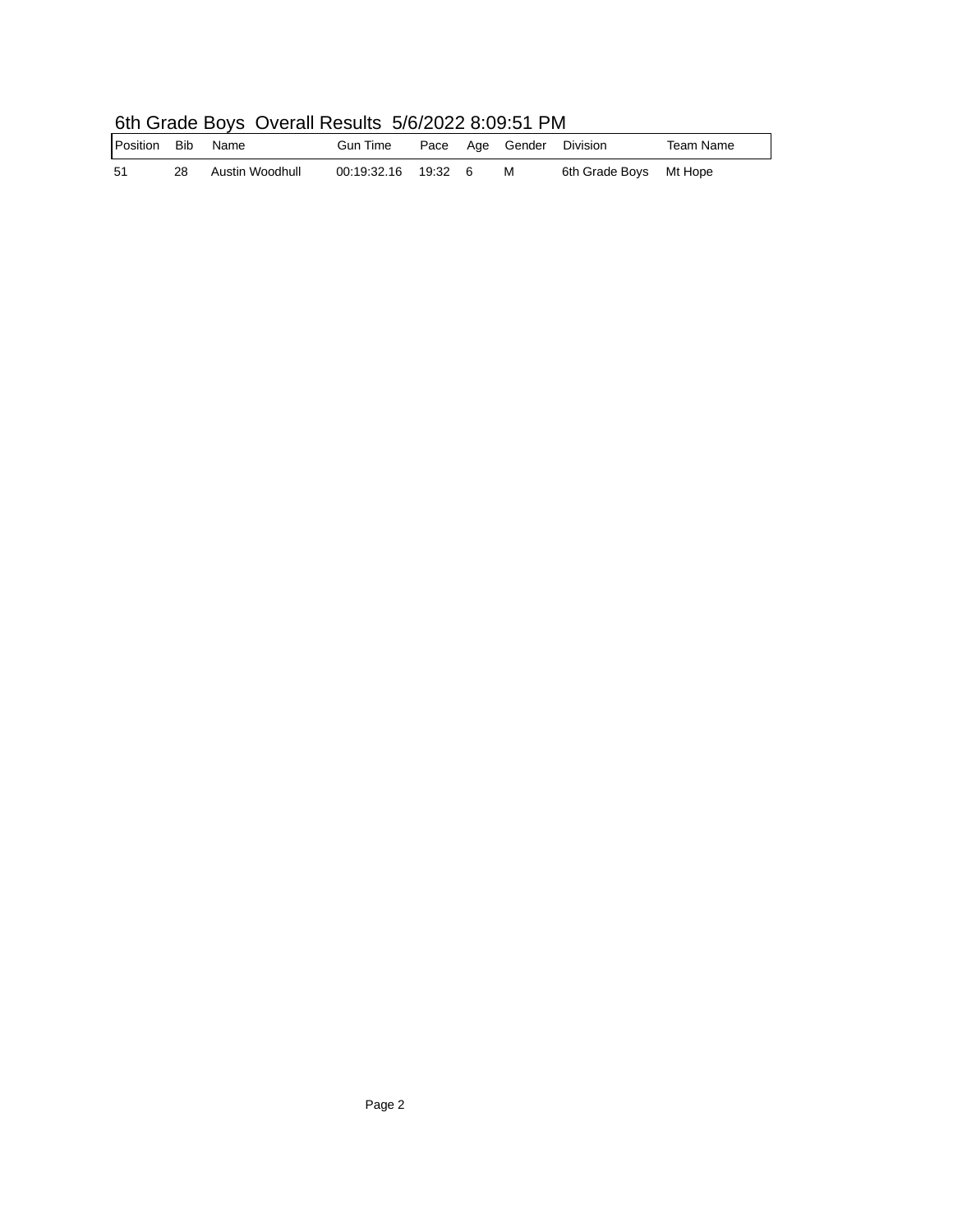# 6th Grade Boys Overall Results 5/6/2022 8:09:51 PM

| Position | Bib | Name | Gun Time | Pace | Age | Gender | Division | Team Name |
|---|---|---|---|---|---|---|---|---|
| 51 | 28 | Austin Woodhull | 00:19:32.16 | 19:32 | 6 | M | 6th Grade Boys | Mt Hope |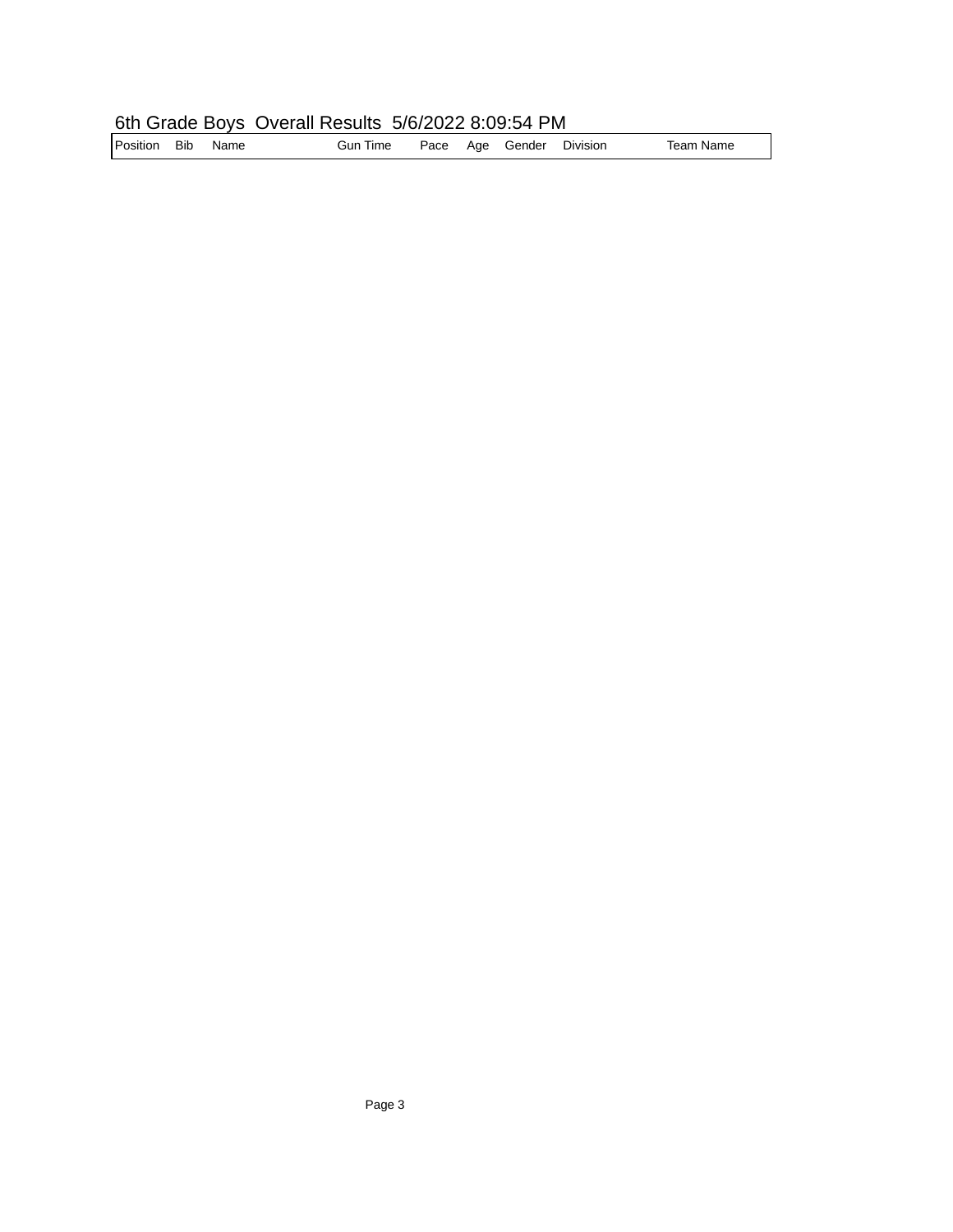## 6th Grade Boys Overall Results 5/6/2022 8:09:54 PM

| Position | Bib | Name | Gun Time | Pace | Age | Gender | Division | Team Name |
|---|---|---|---|---|---|---|---|---|